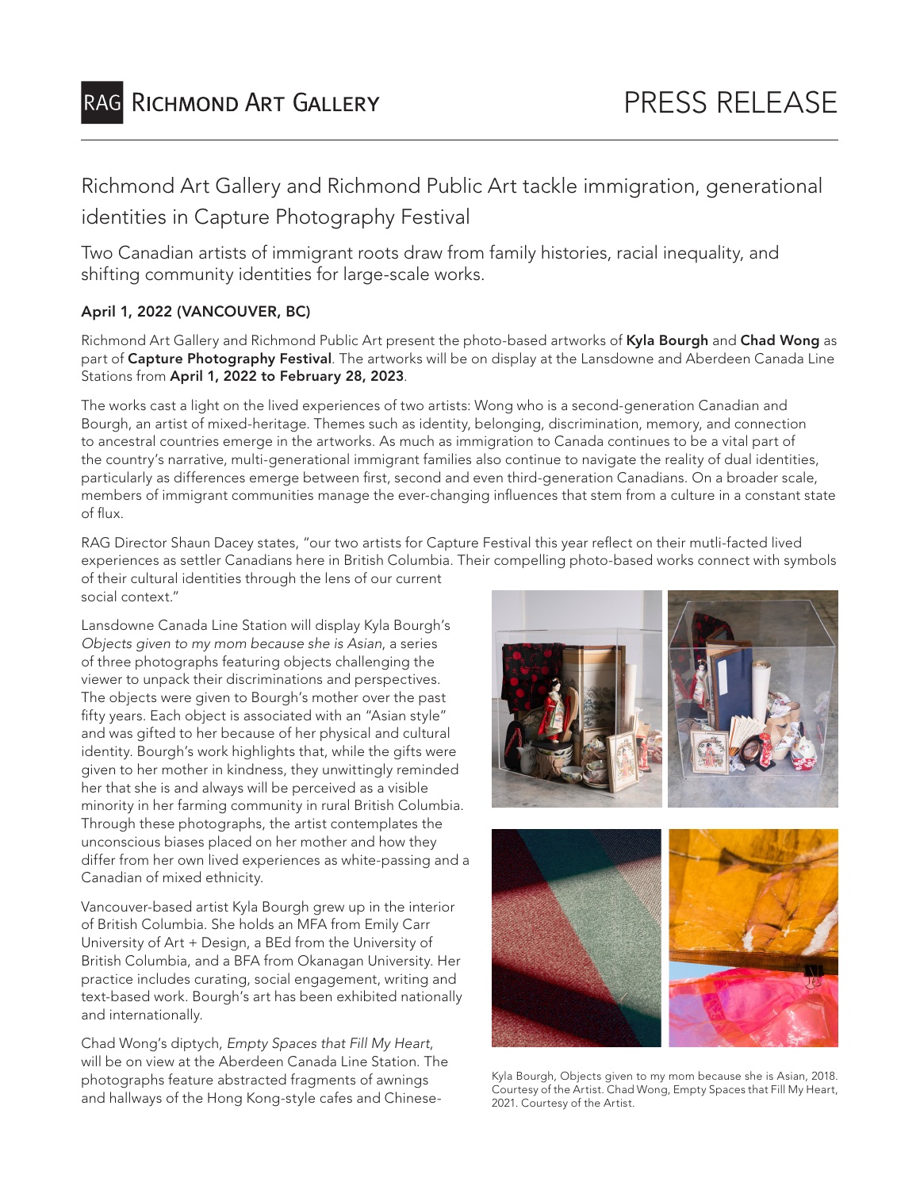RAG RICHMOND ART GALLERY

PRESS RELEASE

# Richmond Art Gallery and Richmond Public Art tackle immigration, generational identities in Capture Photography Festival

## Two Canadian artists of immigrant roots draw from family histories, racial inequality, and shifting community identities for large-scale works.

**April 1, 2022 (VANCOUVER, BC)**

Richmond Art Gallery and Richmond Public Art present the photo-based artworks of **Kyla Bourgh** and **Chad Wong** as part of **Capture Photography Festival**. The artworks will be on display at the Lansdowne and Aberdeen Canada Line Stations from **April 1, 2022 to February 28, 2023**.

The works cast a light on the lived experiences of two artists: Wong who is a second-generation Canadian and Bourgh, an artist of mixed-heritage. Themes such as identity, belonging, discrimination, memory, and connection to ancestral countries emerge in the artworks. As much as immigration to Canada continues to be a vital part of the country's narrative, multi-generational immigrant families also continue to navigate the reality of dual identities, particularly as differences emerge between first, second and even third-generation Canadians. On a broader scale, members of immigrant communities manage the ever-changing influences that stem from a culture in a constant state of flux.

RAG Director Shaun Dacey states, "our two artists for Capture Festival this year reflect on their mutli-facted lived experiences as settler Canadians here in British Columbia. Their compelling photo-based works connect with symbols of their cultural identities through the lens of our current social context."

Lansdowne Canada Line Station will display Kyla Bourgh's *Objects given to my mom because she is Asian*, a series of three photographs featuring objects challenging the viewer to unpack their discriminations and perspectives. The objects were given to Bourgh's mother over the past fifty years. Each object is associated with an "Asian style" and was gifted to her because of her physical and cultural identity. Bourgh's work highlights that, while the gifts were given to her mother in kindness, they unwittingly reminded her that she is and always will be perceived as a visible minority in her farming community in rural British Columbia. Through these photographs, the artist contemplates the unconscious biases placed on her mother and how they differ from her own lived experiences as white-passing and a Canadian of mixed ethnicity.

Vancouver-based artist Kyla Bourgh grew up in the interior of British Columbia. She holds an MFA from Emily Carr University of Art + Design, a BEd from the University of British Columbia, and a BFA from Okanagan University. Her practice includes curating, social engagement, writing and text-based work. Bourgh's art has been exhibited nationally and internationally.

Chad Wong's diptych, *Empty Spaces that Fill My Heart*, will be on view at the Aberdeen Canada Line Station. The photographs feature abstracted fragments of awnings and hallways of the Hong Kong-style cafes and Chinese-

Kyla Bourgh, Objects given to my mom because she is Asian, 2018. Courtesy of the Artist. Chad Wong, Empty Spaces that Fill My Heart, 2021. Courtesy of the Artist.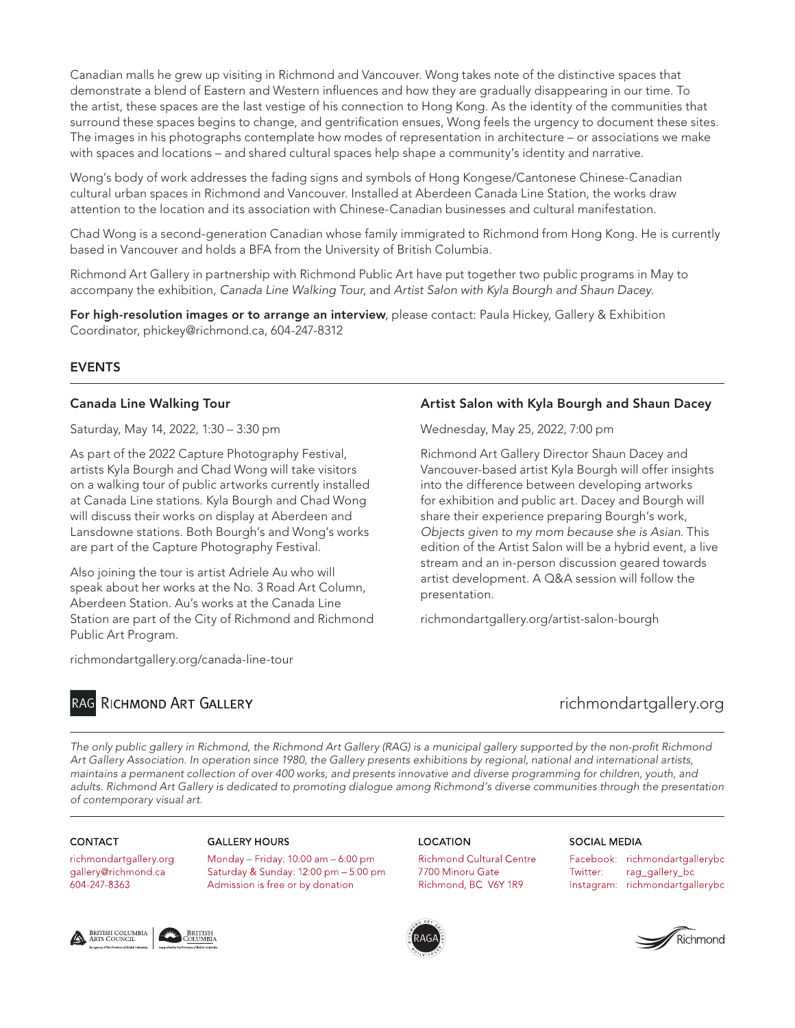Canadian malls he grew up visiting in Richmond and Vancouver. Wong takes note of the distinctive spaces that demonstrate a blend of Eastern and Western influences and how they are gradually disappearing in our time. To the artist, these spaces are the last vestige of his connection to Hong Kong. As the identity of the communities that surround these spaces begins to change, and gentrification ensues, Wong feels the urgency to document these sites. The images in his photographs contemplate how modes of representation in architecture – or associations we make with spaces and locations – and shared cultural spaces help shape a community's identity and narrative.

Wong's body of work addresses the fading signs and symbols of Hong Kongese/Cantonese Chinese-Canadian cultural urban spaces in Richmond and Vancouver. Installed at Aberdeen Canada Line Station, the works draw attention to the location and its association with Chinese-Canadian businesses and cultural manifestation.

Chad Wong is a second-generation Canadian whose family immigrated to Richmond from Hong Kong. He is currently based in Vancouver and holds a BFA from the University of British Columbia.

Richmond Art Gallery in partnership with Richmond Public Art have put together two public programs in May to accompany the exhibition, *Canada Line Walking Tour*, and *Artist Salon with Kyla Bourgh and Shaun Dacey*.

**For high-resolution images or to arrange an interview**, please contact: Paula Hickey, Gallery & Exhibition Coordinator, phickey@richmond.ca, 604-247-8312

## EVENTS

### Canada Line Walking Tour

Saturday, May 14, 2022, 1:30 – 3:30 pm

As part of the 2022 Capture Photography Festival, artists Kyla Bourgh and Chad Wong will take visitors on a walking tour of public artworks currently installed at Canada Line stations. Kyla Bourgh and Chad Wong will discuss their works on display at Aberdeen and Lansdowne stations. Both Bourgh's and Wong's works are part of the Capture Photography Festival.

Also joining the tour is artist Adriele Au who will speak about her works at the No. 3 Road Art Column, Aberdeen Station. Au's works at the Canada Line Station are part of the City of Richmond and Richmond Public Art Program.

richmondartgallery.org/canada-line-tour

### Artist Salon with Kyla Bourgh and Shaun Dacey

Wednesday, May 25, 2022, 7:00 pm

Richmond Art Gallery Director Shaun Dacey and Vancouver-based artist Kyla Bourgh will offer insights into the difference between developing artworks for exhibition and public art. Dacey and Bourgh will share their experience preparing Bourgh's work, *Objects given to my mom because she is Asian*. This edition of the Artist Salon will be a hybrid event, a live stream and an in-person discussion geared towards artist development. A Q&A session will follow the presentation.

richmondartgallery.org/artist-salon-bourgh

RAG RICHMOND ART GALLERY

richmondartgallery.org

*The only public gallery in Richmond, the Richmond Art Gallery (RAG) is a municipal gallery supported by the non-profit Richmond Art Gallery Association. In operation since 1980, the Gallery presents exhibitions by regional, national and international artists, maintains a permanent collection of over 400 works, and presents innovative and diverse programming for children, youth, and adults. Richmond Art Gallery is dedicated to promoting dialogue among Richmond's diverse communities through the presentation of contemporary visual art.*

**CONTACT**
richmondartgallery.org
gallery@richmond.ca
604-247-8363

**GALLERY HOURS**
Monday – Friday: 10:00 am – 6:00 pm
Saturday & Sunday: 12:00 pm – 5:00 pm
Admission is free or by donation

**LOCATION**
Richmond Cultural Centre
7700 Minoru Gate
Richmond, BC V6Y 1R9

**SOCIAL MEDIA**
Facebook: richmondartgallerybc
Twitter: rag_gallery_bc
Instagram: richmondartgallerybc

British Columbia Arts Council — An agency of the Province of British Columbia | British Columbia — Supported by the Province of British Columbia

RAGA — Richmond Art Gallery Association

Richmond